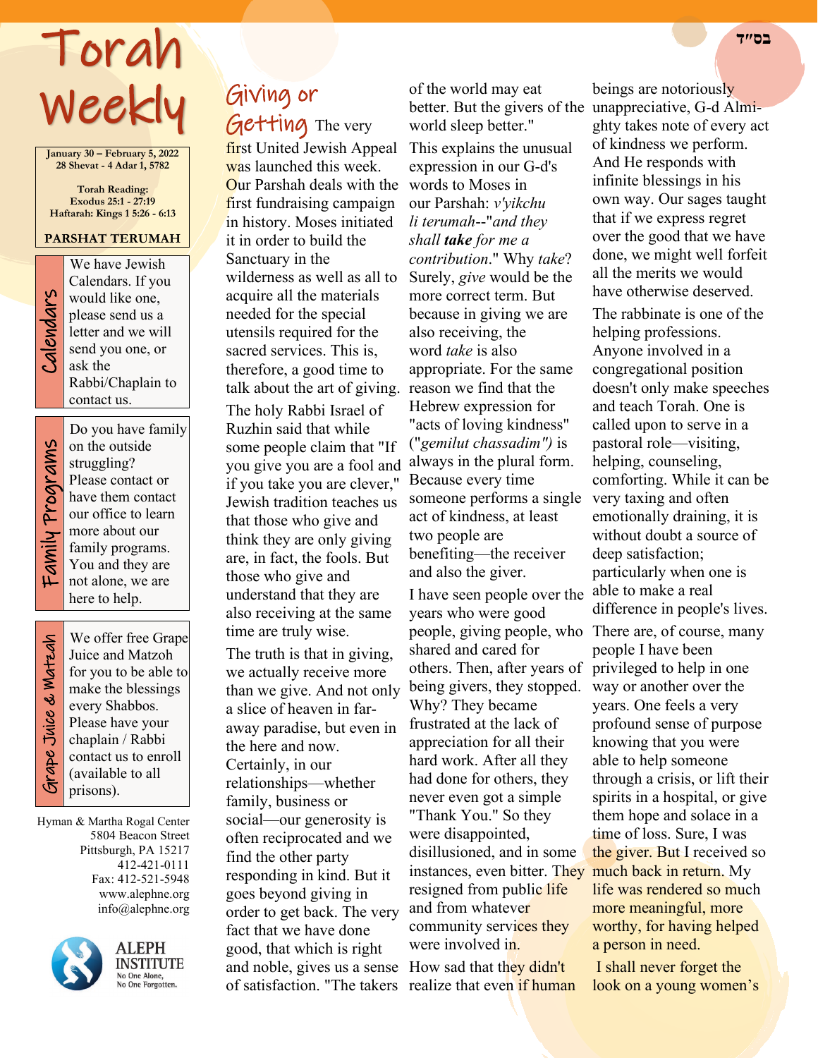בס״ד

# Torah Weekly

**January 30 – February 5, 2022**
**28 Shevat - 4 Adar 1, 5782**

**Torah Reading:**
**Exodus 25:1 - 27:19**
**Haftarah: Kings 1 5:26 - 6:13**

**PARSHAT TERUMAH**

**Calendars**

We have Jewish Calendars. If you would like one, please send us a letter and we will send you one, or ask the Rabbi/Chaplain to contact us.

**Family Programs**

Do you have family on the outside struggling? Please contact or have them contact our office to learn more about our family programs. You and they are not alone, we are here to help.

**Grape Juice & Matzah**

We offer free Grape Juice and Matzoh for you to be able to make the blessings every Shabbos. Please have your chaplain / Rabbi contact us to enroll (available to all prisons).

Hyman & Martha Rogal Center
5804 Beacon Street
Pittsburgh, PA 15217
412-421-0111
Fax: 412-521-5948
www.alephne.org
info@alephne.org

ALEPH INSTITUTE
No One Alone, No One Forgotten.

## Giving or Getting

The very first United Jewish Appeal was launched this week. Our Parshah deals with the first fundraising campaign in history. Moses initiated it in order to build the Sanctuary in the wilderness as well as all to acquire all the materials needed for the special utensils required for the sacred services. This is, therefore, a good time to talk about the art of giving.

The holy Rabbi Israel of Ruzhin said that while some people claim that "If you give you are a fool and if you take you are clever," Jewish tradition teaches us that those who give and think they are only giving are, in fact, the fools. But those who give and understand that they are also receiving at the same time are truly wise.

The truth is that in giving, we actually receive more than we give. And not only a slice of heaven in far-away paradise, but even in the here and now. Certainly, in our relationships—whether family, business or social—our generosity is often reciprocated and we find the other party responding in kind. But it goes beyond giving in order to get back. The very fact that we have done good, that which is right and noble, gives us a sense of satisfaction. "The takers of the world may eat better. But the givers of the world sleep better."

This explains the unusual expression in our G-d's words to Moses in our Parshah: *v'yikchu li terumah*--"*and they shall* ***take*** *for me a contribution*." Why *take*? Surely, *give* would be the more correct term. But because in giving we are also receiving, the word *take* is also appropriate. For the same reason we find that the Hebrew expression for "acts of loving kindness" ("*gemilut chassadim")* is always in the plural form. Because every time someone performs a single act of kindness, at least two people are benefiting—the receiver and also the giver.

I have seen people over the years who were good people, giving people, who shared and cared for others. Then, after years of being givers, they stopped. Why? They became frustrated at the lack of appreciation for all their hard work. After all they had done for others, they never even got a simple "Thank You." So they were disappointed, disillusioned, and in some instances, even bitter. They resigned from public life and from whatever community services they were involved in.

How sad that they didn't realize that even if human beings are notoriously unappreciative, G-d Almighty takes note of every act of kindness we perform. And He responds with infinite blessings in his own way. Our sages taught that if we express regret over the good that we have done, we might well forfeit all the merits we would have otherwise deserved.

The rabbinate is one of the helping professions. Anyone involved in a congregational position doesn't only make speeches and teach Torah. One is called upon to serve in a pastoral role—visiting, helping, counseling, comforting. While it can be very taxing and often emotionally draining, it is without doubt a source of deep satisfaction; particularly when one is able to make a real difference in people's lives.

There are, of course, many people I have been privileged to help in one way or another over the years. One feels a very profound sense of purpose knowing that you were able to help someone through a crisis, or lift their spirits in a hospital, or give them hope and solace in a time of loss. Sure, I was the giver. But I received so much back in return. My life was rendered so much more meaningful, more worthy, for having helped a person in need.

I shall never forget the look on a young women's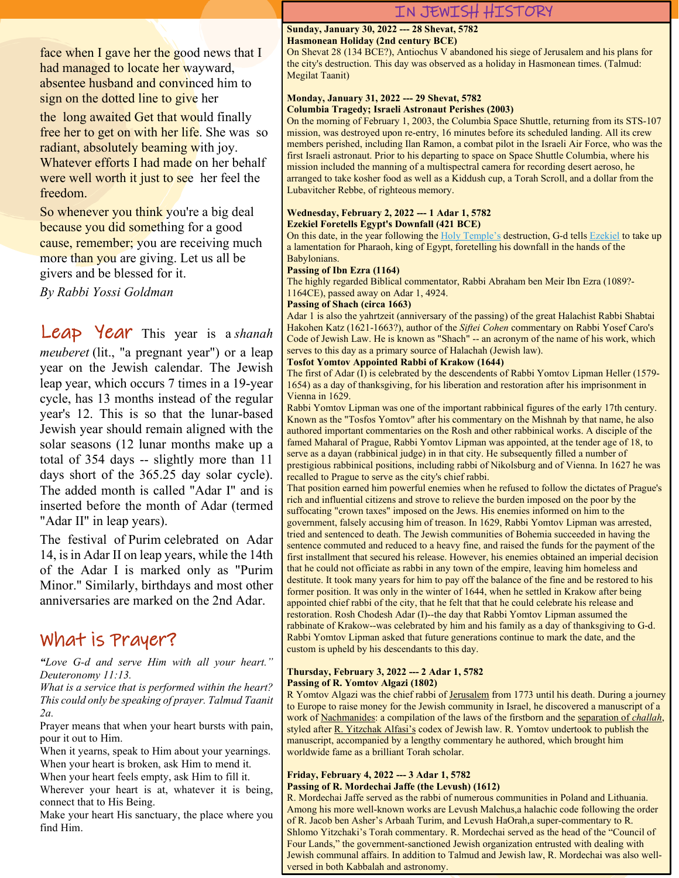face when I gave her the good news that I had managed to locate her wayward, absentee husband and convinced him to sign on the dotted line to give her

the long awaited Get that would finally free her to get on with her life. She was so radiant, absolutely beaming with joy. Whatever efforts I had made on her behalf were well worth it just to see her feel the freedom.

So whenever you think you're a big deal because you did something for a good cause, remember; you are receiving much more than you are giving. Let us all be givers and be blessed for it.

*By Rabbi Yossi Goldman*

## Leap Year

This year is a *shanah meuberet* (lit., "a pregnant year") or a leap year on the Jewish calendar. The Jewish leap year, which occurs 7 times in a 19-year cycle, has 13 months instead of the regular year's 12. This is so that the lunar-based Jewish year should remain aligned with the solar seasons (12 lunar months make up a total of 354 days -- slightly more than 11 days short of the 365.25 day solar cycle). The added month is called "Adar I" and is inserted before the month of Adar (termed "Adar II" in leap years).

The festival of Purim celebrated on Adar 14, is in Adar II on leap years, while the 14th of the Adar I is marked only as "Purim Minor." Similarly, birthdays and most other anniversaries are marked on the 2nd Adar.

## What is Prayer?

*"Love G-d and serve Him with all your heart." Deuteronomy 11:13.*

*What is a service that is performed within the heart? This could only be speaking of prayer. Talmud Taanit 2a.*

Prayer means that when your heart bursts with pain, pour it out to Him.

When it yearns, speak to Him about your yearnings.

When your heart is broken, ask Him to mend it.

When your heart feels empty, ask Him to fill it.

Wherever your heart is at, whatever it is being, connect that to His Being.

Make your heart His sanctuary, the place where you find Him.

## IN JEWISH HISTORY

**Sunday, January 30, 2022 --- 28 Shevat, 5782**
**Hasmonean Holiday (2nd century BCE)**
On Shevat 28 (134 BCE?), Antiochus V abandoned his siege of Jerusalem and his plans for the city's destruction. This day was observed as a holiday in Hasmonean times. (Talmud: Megilat Taanit)

**Monday, January 31, 2022 --- 29 Shevat, 5782**
**Columbia Tragedy; Israeli Astronaut Perishes (2003)**
On the morning of February 1, 2003, the Columbia Space Shuttle, returning from its STS-107 mission, was destroyed upon re-entry, 16 minutes before its scheduled landing. All its crew members perished, including Ilan Ramon, a combat pilot in the Israeli Air Force, who was the first Israeli astronaut. Prior to his departing to space on Space Shuttle Columbia, where his mission included the manning of a multispectral camera for recording desert aeroso, he arranged to take kosher food as well as a Kiddush cup, a Torah Scroll, and a dollar from the Lubavitcher Rebbe, of righteous memory.

**Wednesday, February 2, 2022 --- 1 Adar 1, 5782**
**Ezekiel Foretells Egypt's Downfall (421 BCE)**
On this date, in the year following the Holy Temple's destruction, G-d tells Ezekiel to take up a lamentation for Pharaoh, king of Egypt, foretelling his downfall in the hands of the Babylonians.
**Passing of Ibn Ezra (1164)**
The highly regarded Biblical commentator, Rabbi Abraham ben Meir Ibn Ezra (1089?-1164CE), passed away on Adar 1, 4924.
**Passing of Shach (circa 1663)**
Adar 1 is also the yahrtzeit (anniversary of the passing) of the great Halachist Rabbi Shabtai Hakohen Katz (1621-1663?), author of the *Siftei Cohen* commentary on Rabbi Yosef Caro's Code of Jewish Law. He is known as "Shach" -- an acronym of the name of his work, which serves to this day as a primary source of Halachah (Jewish law).
**Tosfot Yomtov Appointed Rabbi of Krakow (1644)**
The first of Adar (I) is celebrated by the descendents of Rabbi Yomtov Lipman Heller (1579-1654) as a day of thanksgiving, for his liberation and restoration after his imprisonment in Vienna in 1629.
Rabbi Yomtov Lipman was one of the important rabbinical figures of the early 17th century. Known as the "Tosfos Yomtov" after his commentary on the Mishnah by that name, he also authored important commentaries on the Rosh and other rabbinical works. A disciple of the famed Maharal of Prague, Rabbi Yomtov Lipman was appointed, at the tender age of 18, to serve as a dayan (rabbinical judge) in in that city. He subsequently filled a number of prestigious rabbinical positions, including rabbi of Nikolsburg and of Vienna. In 1627 he was recalled to Prague to serve as the city's chief rabbi.
That position earned him powerful enemies when he refused to follow the dictates of Prague's rich and influential citizens and strove to relieve the burden imposed on the poor by the suffocating "crown taxes" imposed on the Jews. His enemies informed on him to the government, falsely accusing him of treason. In 1629, Rabbi Yomtov Lipman was arrested, tried and sentenced to death. The Jewish communities of Bohemia succeeded in having the sentence commuted and reduced to a heavy fine, and raised the funds for the payment of the first installment that secured his release. However, his enemies obtained an imperial decision that he could not officiate as rabbi in any town of the empire, leaving him homeless and destitute. It took many years for him to pay off the balance of the fine and be restored to his former position. It was only in the winter of 1644, when he settled in Krakow after being appointed chief rabbi of the city, that he felt that that he could celebrate his release and restoration. Rosh Chodesh Adar (I)--the day that Rabbi Yomtov Lipman assumed the rabbinate of Krakow--was celebrated by him and his family as a day of thanksgiving to G-d. Rabbi Yomtov Lipman asked that future generations continue to mark the date, and the custom is upheld by his descendants to this day.

**Thursday, February 3, 2022 --- 2 Adar 1, 5782**
**Passing of R. Yomtov Algazi (1802)**
R Yomtov Algazi was the chief rabbi of Jerusalem from 1773 until his death. During a journey to Europe to raise money for the Jewish community in Israel, he discovered a manuscript of a work of Nachmanides: a compilation of the laws of the firstborn and the separation of *challah*, styled after R. Yitzchak Alfasi's codex of Jewish law. R. Yomtov undertook to publish the manuscript, accompanied by a lengthy commentary he authored, which brought him worldwide fame as a brilliant Torah scholar.

**Friday, February 4, 2022 --- 3 Adar 1, 5782**
**Passing of R. Mordechai Jaffe (the Levush) (1612)**
R. Mordechai Jaffe served as the rabbi of numerous communities in Poland and Lithuania. Among his more well-known works are Levush Malchus,a halachic code following the order of R. Jacob ben Asher's Arbaah Turim, and Levush HaOrah,a super-commentary to R. Shlomo Yitzchaki's Torah commentary. R. Mordechai served as the head of the "Council of Four Lands," the government-sanctioned Jewish organization entrusted with dealing with Jewish communal affairs. In addition to Talmud and Jewish law, R. Mordechai was also well-versed in both Kabbalah and astronomy.